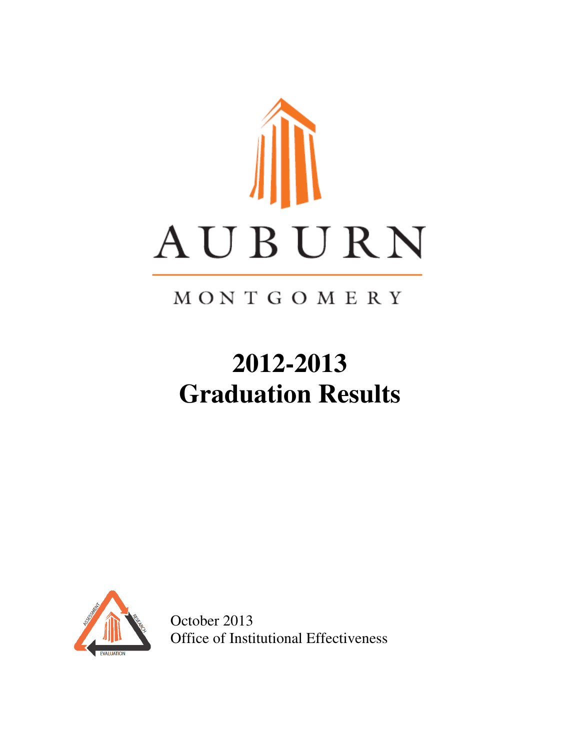AUBURN

MONTGOMERY

# 2012-2013
# Graduation Results

October 2013
Office of Institutional Effectiveness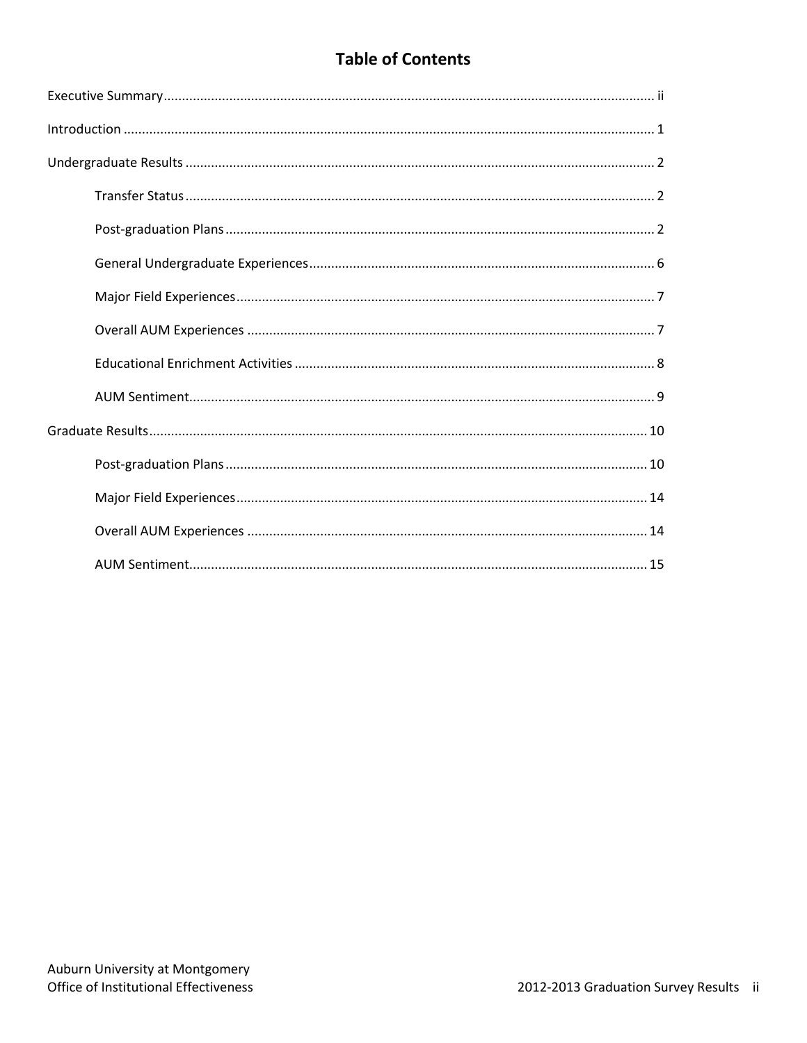# Table of Contents

Executive Summary ..... ii

Introduction ..... 1

Undergraduate Results ..... 2

- Transfer Status ..... 2
- Post-graduation Plans ..... 2
- General Undergraduate Experiences ..... 6
- Major Field Experiences ..... 7
- Overall AUM Experiences ..... 7
- Educational Enrichment Activities ..... 8
- AUM Sentiment ..... 9

Graduate Results ..... 10

- Post-graduation Plans ..... 10
- Major Field Experiences ..... 14
- Overall AUM Experiences ..... 14
- AUM Sentiment ..... 15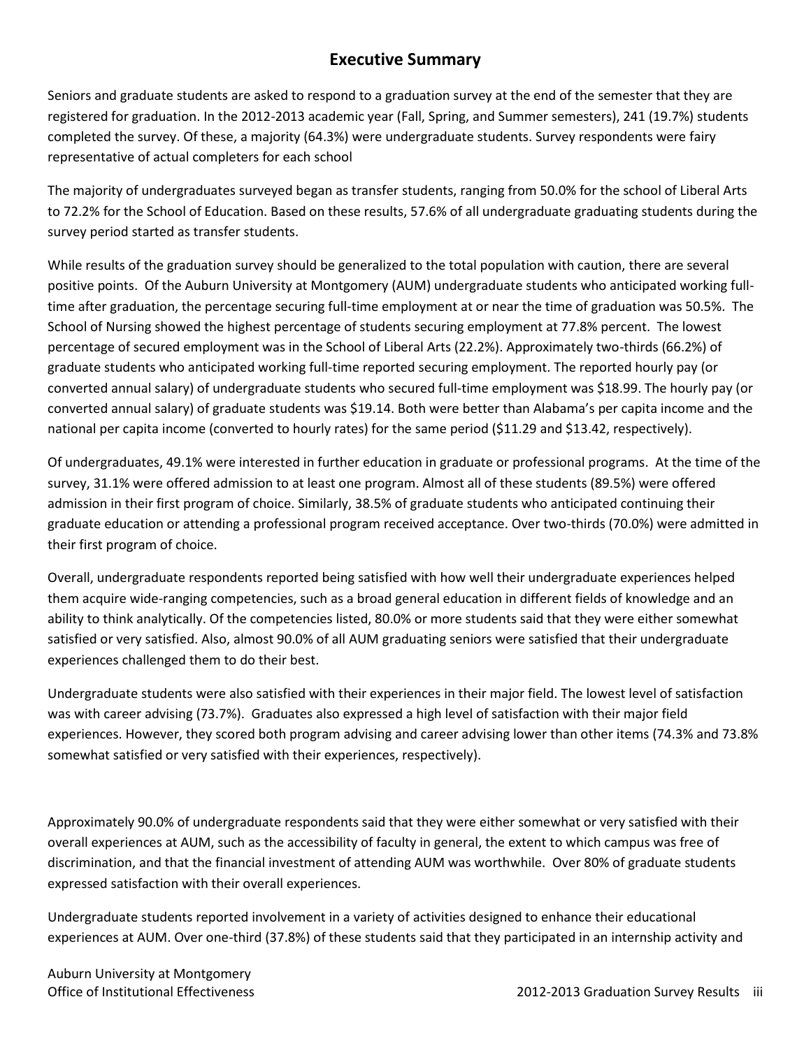## Executive Summary

Seniors and graduate students are asked to respond to a graduation survey at the end of the semester that they are registered for graduation. In the 2012-2013 academic year (Fall, Spring, and Summer semesters), 241 (19.7%) students completed the survey. Of these, a majority (64.3%) were undergraduate students. Survey respondents were fairy representative of actual completers for each school

The majority of undergraduates surveyed began as transfer students, ranging from 50.0% for the school of Liberal Arts to 72.2% for the School of Education. Based on these results, 57.6% of all undergraduate graduating students during the survey period started as transfer students.

While results of the graduation survey should be generalized to the total population with caution, there are several positive points. Of the Auburn University at Montgomery (AUM) undergraduate students who anticipated working full-time after graduation, the percentage securing full-time employment at or near the time of graduation was 50.5%. The School of Nursing showed the highest percentage of students securing employment at 77.8% percent. The lowest percentage of secured employment was in the School of Liberal Arts (22.2%). Approximately two-thirds (66.2%) of graduate students who anticipated working full-time reported securing employment. The reported hourly pay (or converted annual salary) of undergraduate students who secured full-time employment was $18.99. The hourly pay (or converted annual salary) of graduate students was $19.14. Both were better than Alabama's per capita income and the national per capita income (converted to hourly rates) for the same period ($11.29 and $13.42, respectively).

Of undergraduates, 49.1% were interested in further education in graduate or professional programs. At the time of the survey, 31.1% were offered admission to at least one program. Almost all of these students (89.5%) were offered admission in their first program of choice. Similarly, 38.5% of graduate students who anticipated continuing their graduate education or attending a professional program received acceptance. Over two-thirds (70.0%) were admitted in their first program of choice.

Overall, undergraduate respondents reported being satisfied with how well their undergraduate experiences helped them acquire wide-ranging competencies, such as a broad general education in different fields of knowledge and an ability to think analytically. Of the competencies listed, 80.0% or more students said that they were either somewhat satisfied or very satisfied. Also, almost 90.0% of all AUM graduating seniors were satisfied that their undergraduate experiences challenged them to do their best.

Undergraduate students were also satisfied with their experiences in their major field. The lowest level of satisfaction was with career advising (73.7%). Graduates also expressed a high level of satisfaction with their major field experiences. However, they scored both program advising and career advising lower than other items (74.3% and 73.8% somewhat satisfied or very satisfied with their experiences, respectively).

Approximately 90.0% of undergraduate respondents said that they were either somewhat or very satisfied with their overall experiences at AUM, such as the accessibility of faculty in general, the extent to which campus was free of discrimination, and that the financial investment of attending AUM was worthwhile. Over 80% of graduate students expressed satisfaction with their overall experiences.

Undergraduate students reported involvement in a variety of activities designed to enhance their educational experiences at AUM. Over one-third (37.8%) of these students said that they participated in an internship activity and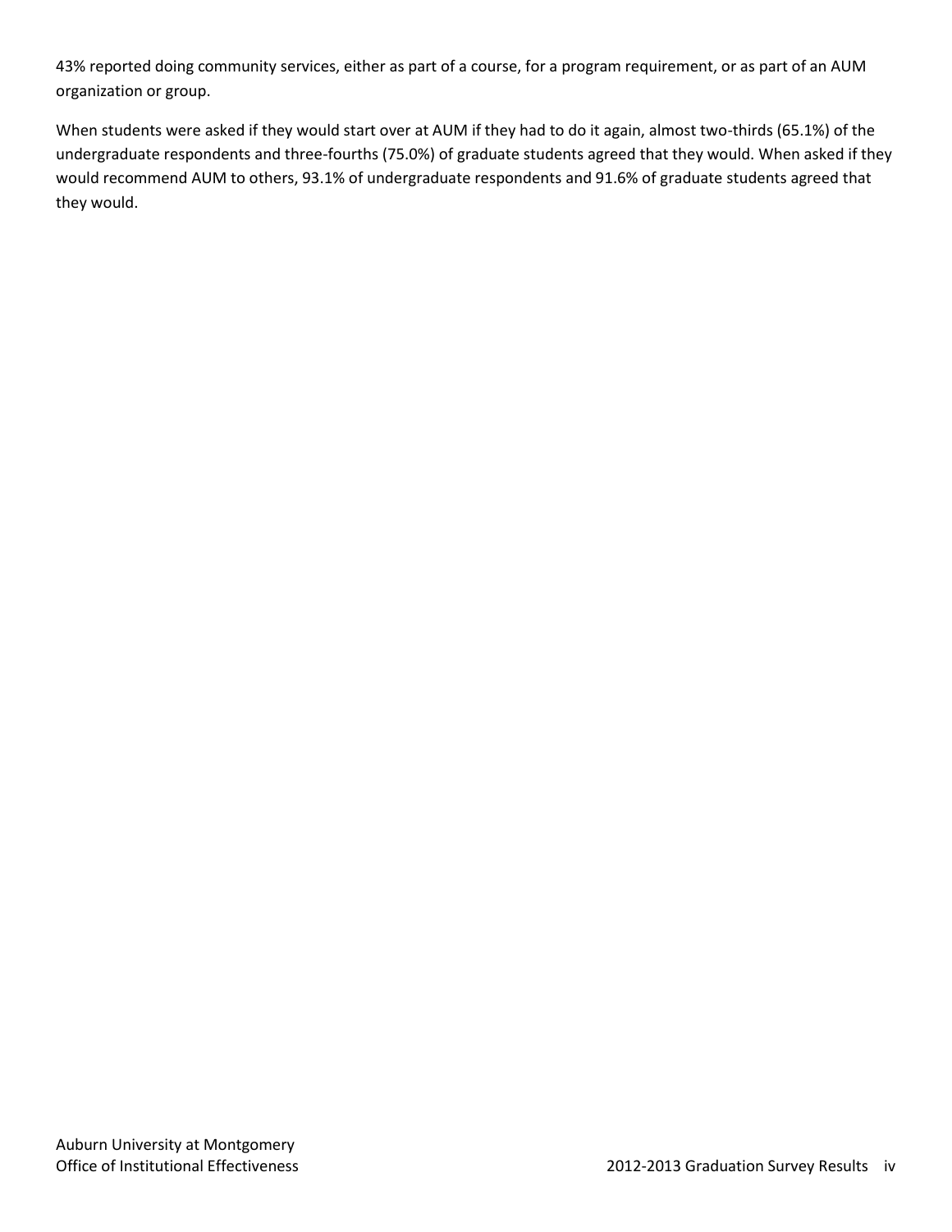43% reported doing community services, either as part of a course, for a program requirement, or as part of an AUM organization or group.

When students were asked if they would start over at AUM if they had to do it again, almost two-thirds (65.1%) of the undergraduate respondents and three-fourths (75.0%) of graduate students agreed that they would. When asked if they would recommend AUM to others, 93.1% of undergraduate respondents and 91.6% of graduate students agreed that they would.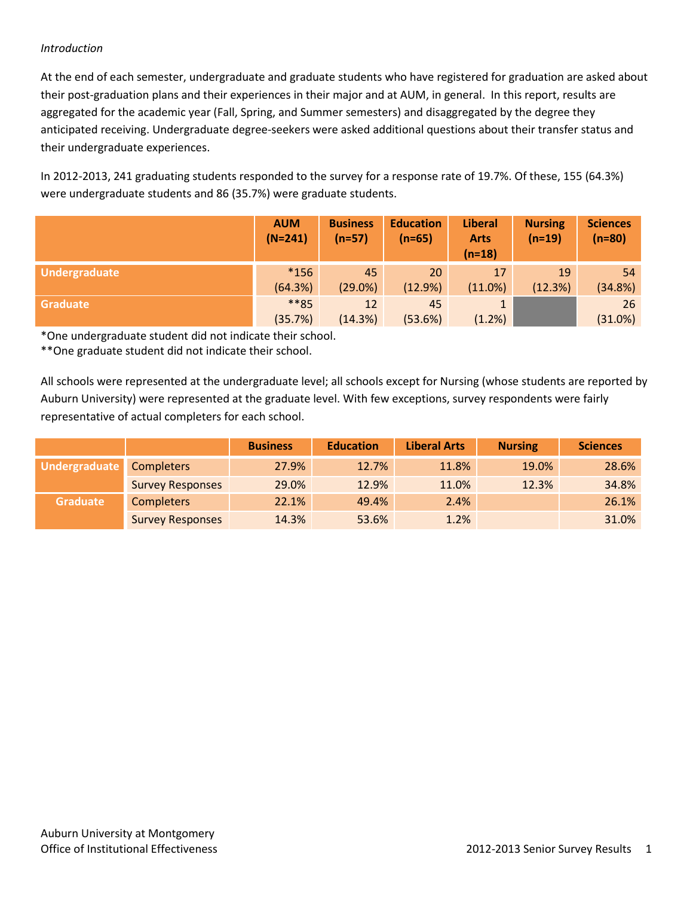*Introduction*

At the end of each semester, undergraduate and graduate students who have registered for graduation are asked about their post-graduation plans and their experiences in their major and at AUM, in general. In this report, results are aggregated for the academic year (Fall, Spring, and Summer semesters) and disaggregated by the degree they anticipated receiving. Undergraduate degree-seekers were asked additional questions about their transfer status and their undergraduate experiences.

In 2012-2013, 241 graduating students responded to the survey for a response rate of 19.7%. Of these, 155 (64.3%) were undergraduate students and 86 (35.7%) were graduate students.

| | AUM (N=241) | Business (n=57) | Education (n=65) | Liberal Arts (n=18) | Nursing (n=19) | Sciences (n=80) |
|---|---|---|---|---|---|---|
| **Undergraduate** | *156 (64.3%) | 45 (29.0%) | 20 (12.9%) | 17 (11.0%) | 19 (12.3%) | 54 (34.8%) |
| **Graduate** | **85 (35.7%) | 12 (14.3%) | 45 (53.6%) | 1 (1.2%) | | 26 (31.0%) |

*One undergraduate student did not indicate their school.
**One graduate student did not indicate their school.

All schools were represented at the undergraduate level; all schools except for Nursing (whose students are reported by Auburn University) were represented at the graduate level. With few exceptions, survey respondents were fairly representative of actual completers for each school.

| | | Business | Education | Liberal Arts | Nursing | Sciences |
|---|---|---|---|---|---|---|
| **Undergraduate** | Completers | 27.9% | 12.7% | 11.8% | 19.0% | 28.6% |
| | Survey Responses | 29.0% | 12.9% | 11.0% | 12.3% | 34.8% |
| **Graduate** | Completers | 22.1% | 49.4% | 2.4% | | 26.1% |
| | Survey Responses | 14.3% | 53.6% | 1.2% | | 31.0% |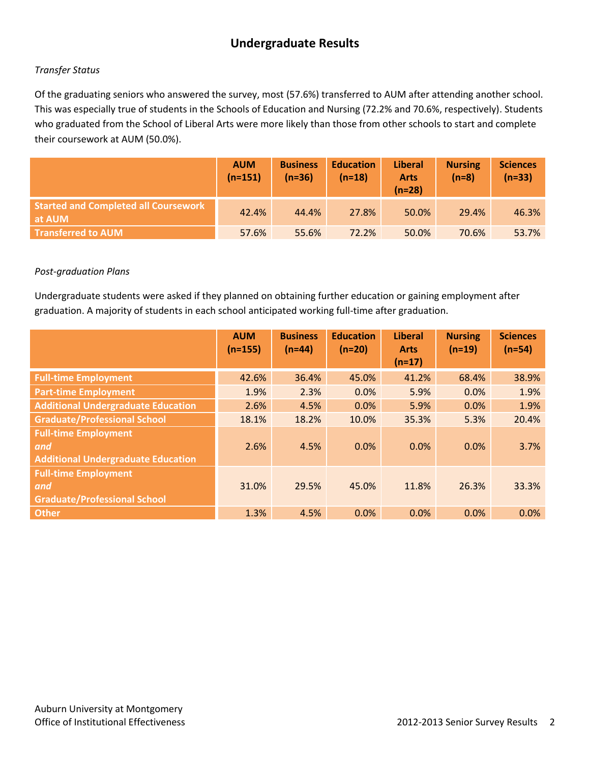# Undergraduate Results

*Transfer Status*

Of the graduating seniors who answered the survey, most (57.6%) transferred to AUM after attending another school. This was especially true of students in the Schools of Education and Nursing (72.2% and 70.6%, respectively). Students who graduated from the School of Liberal Arts were more likely than those from other schools to start and complete their coursework at AUM (50.0%).

| | AUM (n=151) | Business (n=36) | Education (n=18) | Liberal Arts (n=28) | Nursing (n=8) | Sciences (n=33) |
|---|---|---|---|---|---|---|
| **Started and Completed all Coursework at AUM** | 42.4% | 44.4% | 27.8% | 50.0% | 29.4% | 46.3% |
| **Transferred to AUM** | 57.6% | 55.6% | 72.2% | 50.0% | 70.6% | 53.7% |

*Post-graduation Plans*

Undergraduate students were asked if they planned on obtaining further education or gaining employment after graduation. A majority of students in each school anticipated working full-time after graduation.

| | AUM (n=155) | Business (n=44) | Education (n=20) | Liberal Arts (n=17) | Nursing (n=19) | Sciences (n=54) |
|---|---|---|---|---|---|---|
| **Full-time Employment** | 42.6% | 36.4% | 45.0% | 41.2% | 68.4% | 38.9% |
| **Part-time Employment** | 1.9% | 2.3% | 0.0% | 5.9% | 0.0% | 1.9% |
| **Additional Undergraduate Education** | 2.6% | 4.5% | 0.0% | 5.9% | 0.0% | 1.9% |
| **Graduate/Professional School** | 18.1% | 18.2% | 10.0% | 35.3% | 5.3% | 20.4% |
| **Full-time Employment *and* Additional Undergraduate Education** | 2.6% | 4.5% | 0.0% | 0.0% | 0.0% | 3.7% |
| **Full-time Employment *and* Graduate/Professional School** | 31.0% | 29.5% | 45.0% | 11.8% | 26.3% | 33.3% |
| **Other** | 1.3% | 4.5% | 0.0% | 0.0% | 0.0% | 0.0% |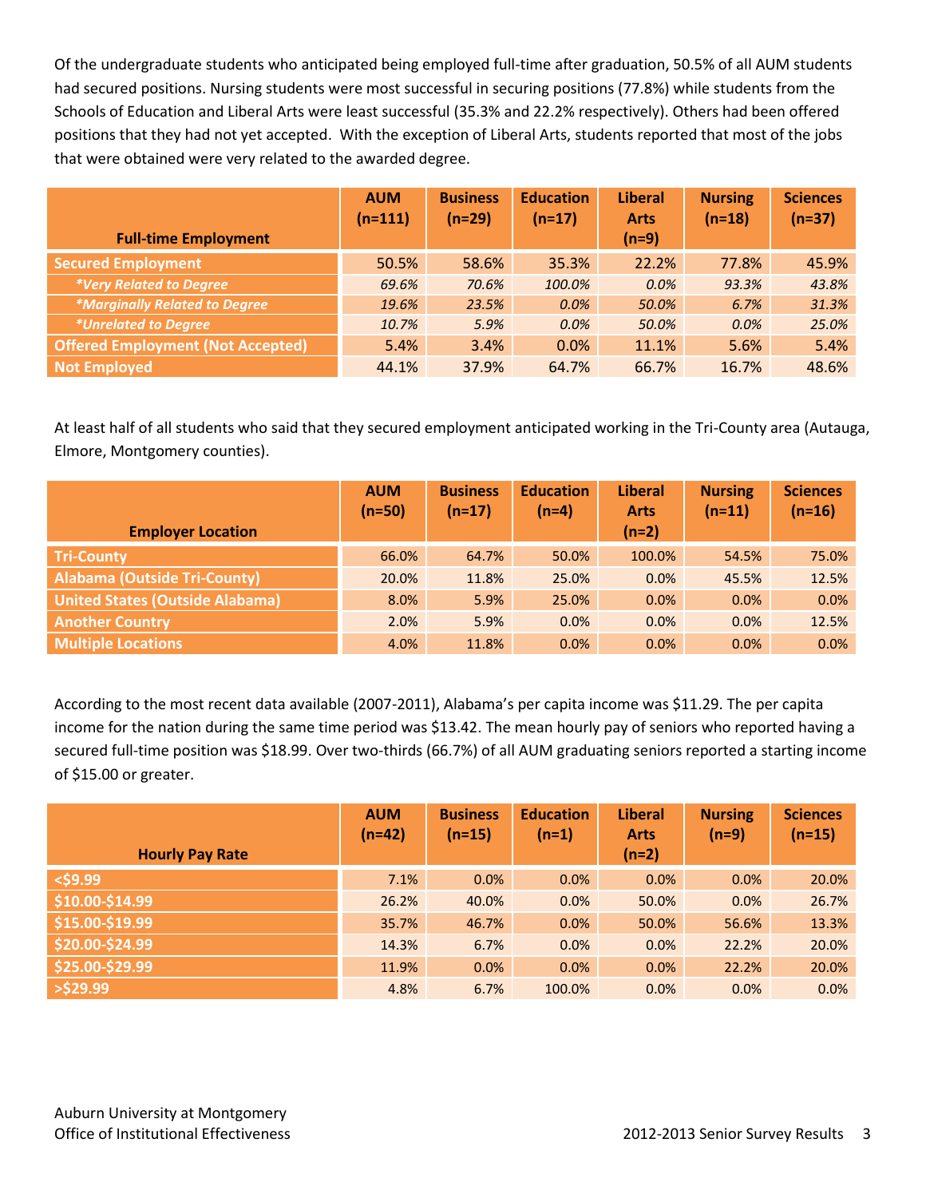Of the undergraduate students who anticipated being employed full-time after graduation, 50.5% of all AUM students had secured positions. Nursing students were most successful in securing positions (77.8%) while students from the Schools of Education and Liberal Arts were least successful (35.3% and 22.2% respectively). Others had been offered positions that they had not yet accepted. With the exception of Liberal Arts, students reported that most of the jobs that were obtained were very related to the awarded degree.

| Full-time Employment | AUM (n=111) | Business (n=29) | Education (n=17) | Liberal Arts (n=9) | Nursing (n=18) | Sciences (n=37) |
|---|---|---|---|---|---|---|
| Secured Employment | 50.5% | 58.6% | 35.3% | 22.2% | 77.8% | 45.9% |
| *\*Very Related to Degree* | *69.6%* | *70.6%* | *100.0%* | *0.0%* | *93.3%* | *43.8%* |
| *\*Marginally Related to Degree* | *19.6%* | *23.5%* | *0.0%* | *50.0%* | *6.7%* | *31.3%* |
| *\*Unrelated to Degree* | *10.7%* | *5.9%* | *0.0%* | *50.0%* | *0.0%* | *25.0%* |
| Offered Employment (Not Accepted) | 5.4% | 3.4% | 0.0% | 11.1% | 5.6% | 5.4% |
| Not Employed | 44.1% | 37.9% | 64.7% | 66.7% | 16.7% | 48.6% |

At least half of all students who said that they secured employment anticipated working in the Tri-County area (Autauga, Elmore, Montgomery counties).

| Employer Location | AUM (n=50) | Business (n=17) | Education (n=4) | Liberal Arts (n=2) | Nursing (n=11) | Sciences (n=16) |
|---|---|---|---|---|---|---|
| Tri-County | 66.0% | 64.7% | 50.0% | 100.0% | 54.5% | 75.0% |
| Alabama (Outside Tri-County) | 20.0% | 11.8% | 25.0% | 0.0% | 45.5% | 12.5% |
| United States (Outside Alabama) | 8.0% | 5.9% | 25.0% | 0.0% | 0.0% | 0.0% |
| Another Country | 2.0% | 5.9% | 0.0% | 0.0% | 0.0% | 12.5% |
| Multiple Locations | 4.0% | 11.8% | 0.0% | 0.0% | 0.0% | 0.0% |

According to the most recent data available (2007-2011), Alabama's per capita income was $11.29. The per capita income for the nation during the same time period was $13.42. The mean hourly pay of seniors who reported having a secured full-time position was $18.99. Over two-thirds (66.7%) of all AUM graduating seniors reported a starting income of $15.00 or greater.

| Hourly Pay Rate | AUM (n=42) | Business (n=15) | Education (n=1) | Liberal Arts (n=2) | Nursing (n=9) | Sciences (n=15) |
|---|---|---|---|---|---|---|
| <$9.99 | 7.1% | 0.0% | 0.0% | 0.0% | 0.0% | 20.0% |
| $10.00-$14.99 | 26.2% | 40.0% | 0.0% | 50.0% | 0.0% | 26.7% |
| $15.00-$19.99 | 35.7% | 46.7% | 0.0% | 50.0% | 56.6% | 13.3% |
| $20.00-$24.99 | 14.3% | 6.7% | 0.0% | 0.0% | 22.2% | 20.0% |
| $25.00-$29.99 | 11.9% | 0.0% | 0.0% | 0.0% | 22.2% | 20.0% |
| >$29.99 | 4.8% | 6.7% | 100.0% | 0.0% | 0.0% | 0.0% |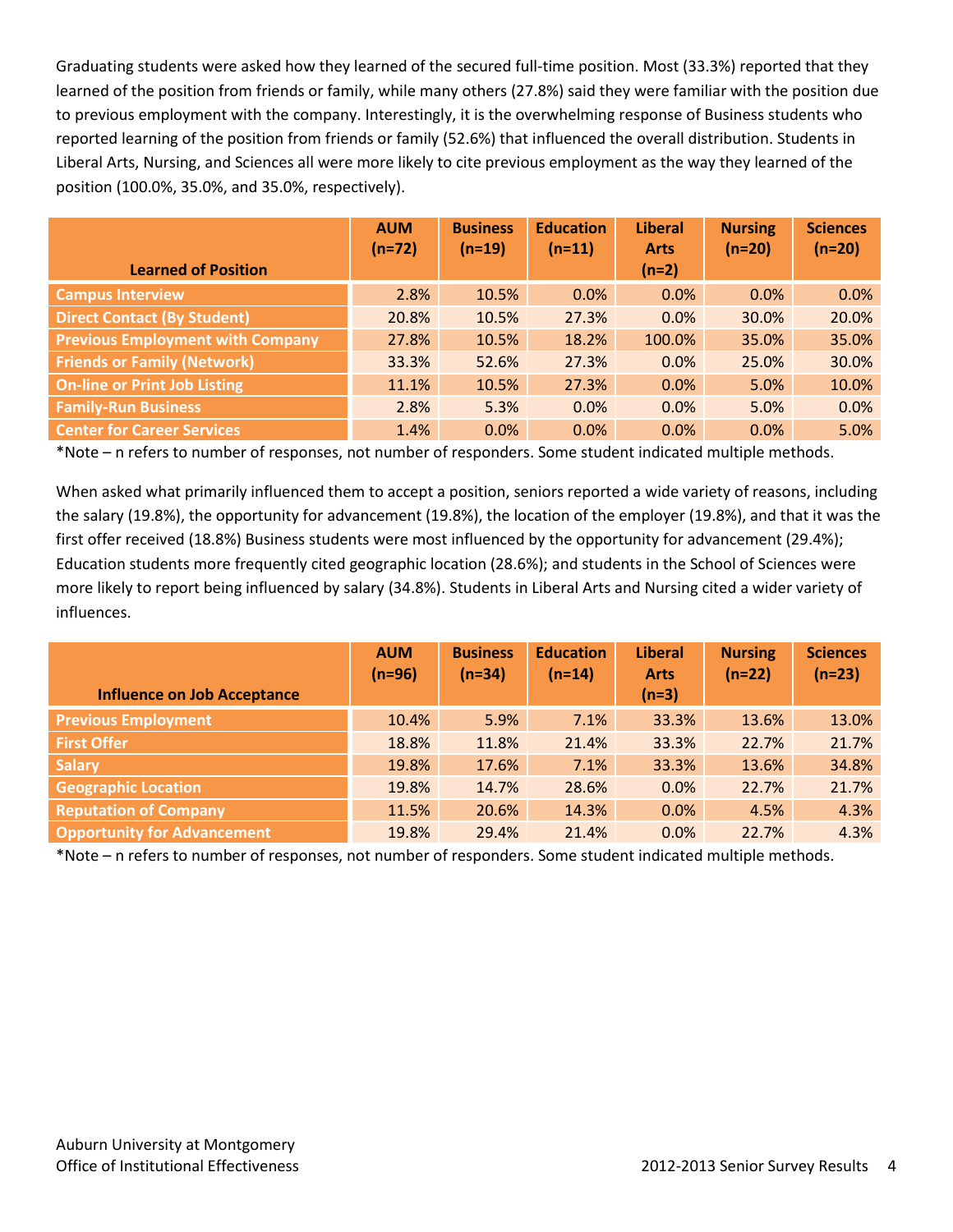Graduating students were asked how they learned of the secured full-time position. Most (33.3%) reported that they learned of the position from friends or family, while many others (27.8%) said they were familiar with the position due to previous employment with the company. Interestingly, it is the overwhelming response of Business students who reported learning of the position from friends or family (52.6%) that influenced the overall distribution. Students in Liberal Arts, Nursing, and Sciences all were more likely to cite previous employment as the way they learned of the position (100.0%, 35.0%, and 35.0%, respectively).

| Learned of Position | AUM (n=72) | Business (n=19) | Education (n=11) | Liberal Arts (n=2) | Nursing (n=20) | Sciences (n=20) |
|---|---|---|---|---|---|---|
| Campus Interview | 2.8% | 10.5% | 0.0% | 0.0% | 0.0% | 0.0% |
| Direct Contact (By Student) | 20.8% | 10.5% | 27.3% | 0.0% | 30.0% | 20.0% |
| Previous Employment with Company | 27.8% | 10.5% | 18.2% | 100.0% | 35.0% | 35.0% |
| Friends or Family (Network) | 33.3% | 52.6% | 27.3% | 0.0% | 25.0% | 30.0% |
| On-line or Print Job Listing | 11.1% | 10.5% | 27.3% | 0.0% | 5.0% | 10.0% |
| Family-Run Business | 2.8% | 5.3% | 0.0% | 0.0% | 5.0% | 0.0% |
| Center for Career Services | 1.4% | 0.0% | 0.0% | 0.0% | 0.0% | 5.0% |

*Note – n refers to number of responses, not number of responders. Some student indicated multiple methods.

When asked what primarily influenced them to accept a position, seniors reported a wide variety of reasons, including the salary (19.8%), the opportunity for advancement (19.8%), the location of the employer (19.8%), and that it was the first offer received (18.8%) Business students were most influenced by the opportunity for advancement (29.4%); Education students more frequently cited geographic location (28.6%); and students in the School of Sciences were more likely to report being influenced by salary (34.8%). Students in Liberal Arts and Nursing cited a wider variety of influences.

| Influence on Job Acceptance | AUM (n=96) | Business (n=34) | Education (n=14) | Liberal Arts (n=3) | Nursing (n=22) | Sciences (n=23) |
|---|---|---|---|---|---|---|
| Previous Employment | 10.4% | 5.9% | 7.1% | 33.3% | 13.6% | 13.0% |
| First Offer | 18.8% | 11.8% | 21.4% | 33.3% | 22.7% | 21.7% |
| Salary | 19.8% | 17.6% | 7.1% | 33.3% | 13.6% | 34.8% |
| Geographic Location | 19.8% | 14.7% | 28.6% | 0.0% | 22.7% | 21.7% |
| Reputation of Company | 11.5% | 20.6% | 14.3% | 0.0% | 4.5% | 4.3% |
| Opportunity for Advancement | 19.8% | 29.4% | 21.4% | 0.0% | 22.7% | 4.3% |

*Note – n refers to number of responses, not number of responders. Some student indicated multiple methods.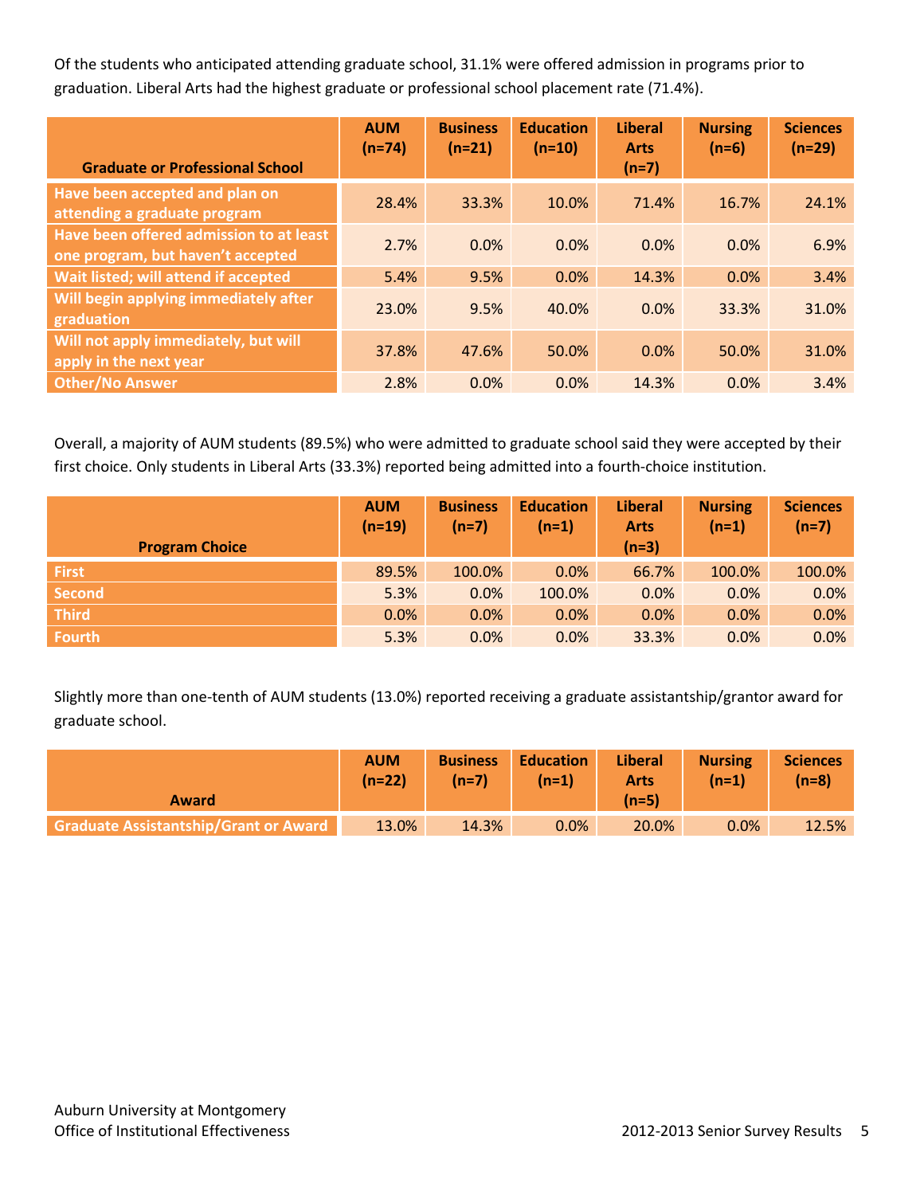Of the students who anticipated attending graduate school, 31.1% were offered admission in programs prior to graduation. Liberal Arts had the highest graduate or professional school placement rate (71.4%).

| Graduate or Professional School | AUM (n=74) | Business (n=21) | Education (n=10) | Liberal Arts (n=7) | Nursing (n=6) | Sciences (n=29) |
|---|---|---|---|---|---|---|
| Have been accepted and plan on attending a graduate program | 28.4% | 33.3% | 10.0% | 71.4% | 16.7% | 24.1% |
| Have been offered admission to at least one program, but haven't accepted | 2.7% | 0.0% | 0.0% | 0.0% | 0.0% | 6.9% |
| Wait listed; will attend if accepted | 5.4% | 9.5% | 0.0% | 14.3% | 0.0% | 3.4% |
| Will begin applying immediately after graduation | 23.0% | 9.5% | 40.0% | 0.0% | 33.3% | 31.0% |
| Will not apply immediately, but will apply in the next year | 37.8% | 47.6% | 50.0% | 0.0% | 50.0% | 31.0% |
| Other/No Answer | 2.8% | 0.0% | 0.0% | 14.3% | 0.0% | 3.4% |

Overall, a majority of AUM students (89.5%) who were admitted to graduate school said they were accepted by their first choice. Only students in Liberal Arts (33.3%) reported being admitted into a fourth-choice institution.

| Program Choice | AUM (n=19) | Business (n=7) | Education (n=1) | Liberal Arts (n=3) | Nursing (n=1) | Sciences (n=7) |
|---|---|---|---|---|---|---|
| First | 89.5% | 100.0% | 0.0% | 66.7% | 100.0% | 100.0% |
| Second | 5.3% | 0.0% | 100.0% | 0.0% | 0.0% | 0.0% |
| Third | 0.0% | 0.0% | 0.0% | 0.0% | 0.0% | 0.0% |
| Fourth | 5.3% | 0.0% | 0.0% | 33.3% | 0.0% | 0.0% |

Slightly more than one-tenth of AUM students (13.0%) reported receiving a graduate assistantship/grantor award for graduate school.

| Award | AUM (n=22) | Business (n=7) | Education (n=1) | Liberal Arts (n=5) | Nursing (n=1) | Sciences (n=8) |
|---|---|---|---|---|---|---|
| Graduate Assistantship/Grant or Award | 13.0% | 14.3% | 0.0% | 20.0% | 0.0% | 12.5% |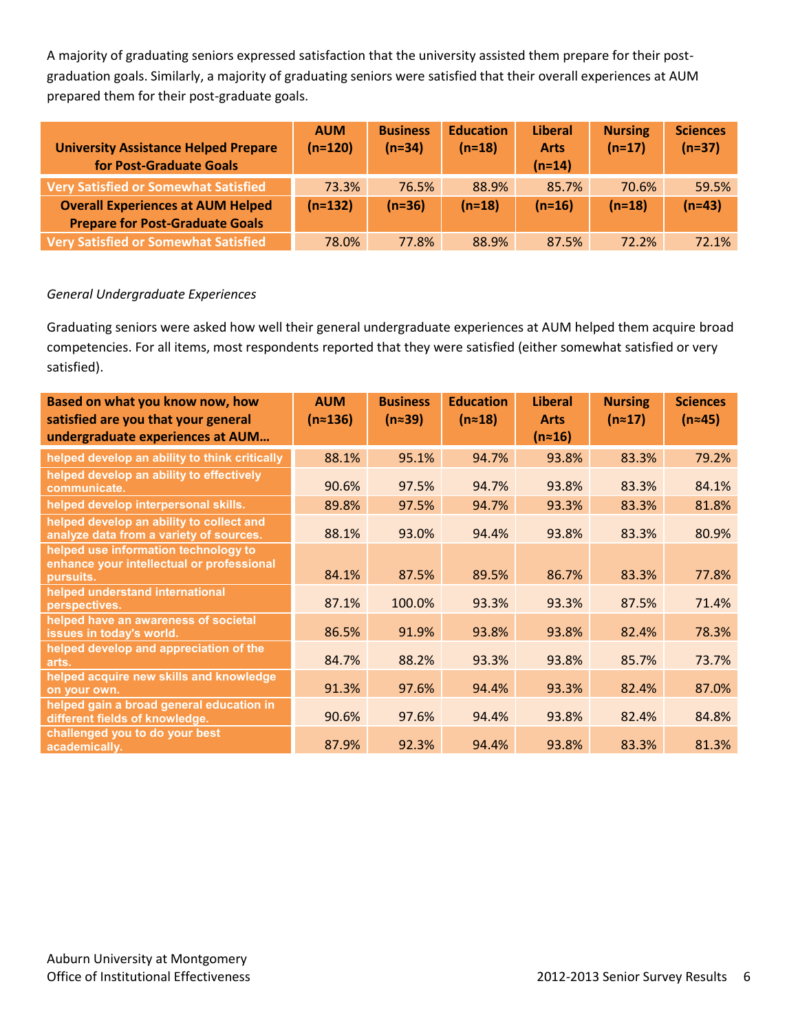A majority of graduating seniors expressed satisfaction that the university assisted them prepare for their post-graduation goals. Similarly, a majority of graduating seniors were satisfied that their overall experiences at AUM prepared them for their post-graduate goals.

| University Assistance Helped Prepare for Post-Graduate Goals | AUM (n=120) | Business (n=34) | Education (n=18) | Liberal Arts (n=14) | Nursing (n=17) | Sciences (n=37) |
|---|---|---|---|---|---|---|
| Very Satisfied or Somewhat Satisfied | 73.3% | 76.5% | 88.9% | 85.7% | 70.6% | 59.5% |
| **Overall Experiences at AUM Helped Prepare for Post-Graduate Goals** | **(n=132)** | **(n=36)** | **(n=18)** | **(n=16)** | **(n=18)** | **(n=43)** |
| Very Satisfied or Somewhat Satisfied | 78.0% | 77.8% | 88.9% | 87.5% | 72.2% | 72.1% |

*General Undergraduate Experiences*

Graduating seniors were asked how well their general undergraduate experiences at AUM helped them acquire broad competencies. For all items, most respondents reported that they were satisfied (either somewhat satisfied or very satisfied).

| Based on what you know now, how satisfied are you that your general undergraduate experiences at AUM… | AUM (n≈136) | Business (n≈39) | Education (n≈18) | Liberal Arts (n≈16) | Nursing (n≈17) | Sciences (n≈45) |
|---|---|---|---|---|---|---|
| helped develop an ability to think critically | 88.1% | 95.1% | 94.7% | 93.8% | 83.3% | 79.2% |
| helped develop an ability to effectively communicate. | 90.6% | 97.5% | 94.7% | 93.8% | 83.3% | 84.1% |
| helped develop interpersonal skills. | 89.8% | 97.5% | 94.7% | 93.3% | 83.3% | 81.8% |
| helped develop an ability to collect and analyze data from a variety of sources. | 88.1% | 93.0% | 94.4% | 93.8% | 83.3% | 80.9% |
| helped use information technology to enhance your intellectual or professional pursuits. | 84.1% | 87.5% | 89.5% | 86.7% | 83.3% | 77.8% |
| helped understand international perspectives. | 87.1% | 100.0% | 93.3% | 93.3% | 87.5% | 71.4% |
| helped have an awareness of societal issues in today's world. | 86.5% | 91.9% | 93.8% | 93.8% | 82.4% | 78.3% |
| helped develop and appreciation of the arts. | 84.7% | 88.2% | 93.3% | 93.8% | 85.7% | 73.7% |
| helped acquire new skills and knowledge on your own. | 91.3% | 97.6% | 94.4% | 93.3% | 82.4% | 87.0% |
| helped gain a broad general education in different fields of knowledge. | 90.6% | 97.6% | 94.4% | 93.8% | 82.4% | 84.8% |
| challenged you to do your best academically. | 87.9% | 92.3% | 94.4% | 93.8% | 83.3% | 81.3% |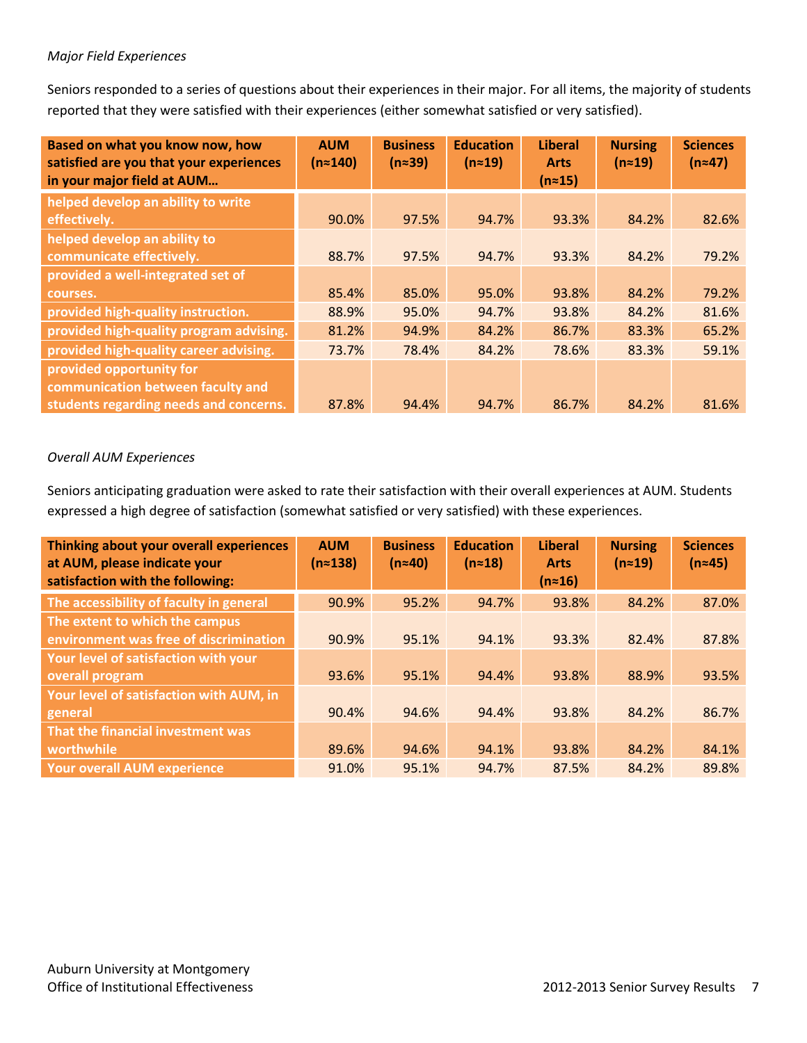*Major Field Experiences*

Seniors responded to a series of questions about their experiences in their major. For all items, the majority of students reported that they were satisfied with their experiences (either somewhat satisfied or very satisfied).

| Based on what you know now, how satisfied are you that your experiences in your major field at AUM… | AUM (n≈140) | Business (n≈39) | Education (n≈19) | Liberal Arts (n≈15) | Nursing (n≈19) | Sciences (n≈47) |
|---|---|---|---|---|---|---|
| helped develop an ability to write effectively. | 90.0% | 97.5% | 94.7% | 93.3% | 84.2% | 82.6% |
| helped develop an ability to communicate effectively. | 88.7% | 97.5% | 94.7% | 93.3% | 84.2% | 79.2% |
| provided a well-integrated set of courses. | 85.4% | 85.0% | 95.0% | 93.8% | 84.2% | 79.2% |
| provided high-quality instruction. | 88.9% | 95.0% | 94.7% | 93.8% | 84.2% | 81.6% |
| provided high-quality program advising. | 81.2% | 94.9% | 84.2% | 86.7% | 83.3% | 65.2% |
| provided high-quality career advising. | 73.7% | 78.4% | 84.2% | 78.6% | 83.3% | 59.1% |
| provided opportunity for communication between faculty and students regarding needs and concerns. | 87.8% | 94.4% | 94.7% | 86.7% | 84.2% | 81.6% |

*Overall AUM Experiences*

Seniors anticipating graduation were asked to rate their satisfaction with their overall experiences at AUM. Students expressed a high degree of satisfaction (somewhat satisfied or very satisfied) with these experiences.

| Thinking about your overall experiences at AUM, please indicate your satisfaction with the following: | AUM (n≈138) | Business (n≈40) | Education (n≈18) | Liberal Arts (n≈16) | Nursing (n≈19) | Sciences (n≈45) |
|---|---|---|---|---|---|---|
| The accessibility of faculty in general | 90.9% | 95.2% | 94.7% | 93.8% | 84.2% | 87.0% |
| The extent to which the campus environment was free of discrimination | 90.9% | 95.1% | 94.1% | 93.3% | 82.4% | 87.8% |
| Your level of satisfaction with your overall program | 93.6% | 95.1% | 94.4% | 93.8% | 88.9% | 93.5% |
| Your level of satisfaction with AUM, in general | 90.4% | 94.6% | 94.4% | 93.8% | 84.2% | 86.7% |
| That the financial investment was worthwhile | 89.6% | 94.6% | 94.1% | 93.8% | 84.2% | 84.1% |
| Your overall AUM experience | 91.0% | 95.1% | 94.7% | 87.5% | 84.2% | 89.8% |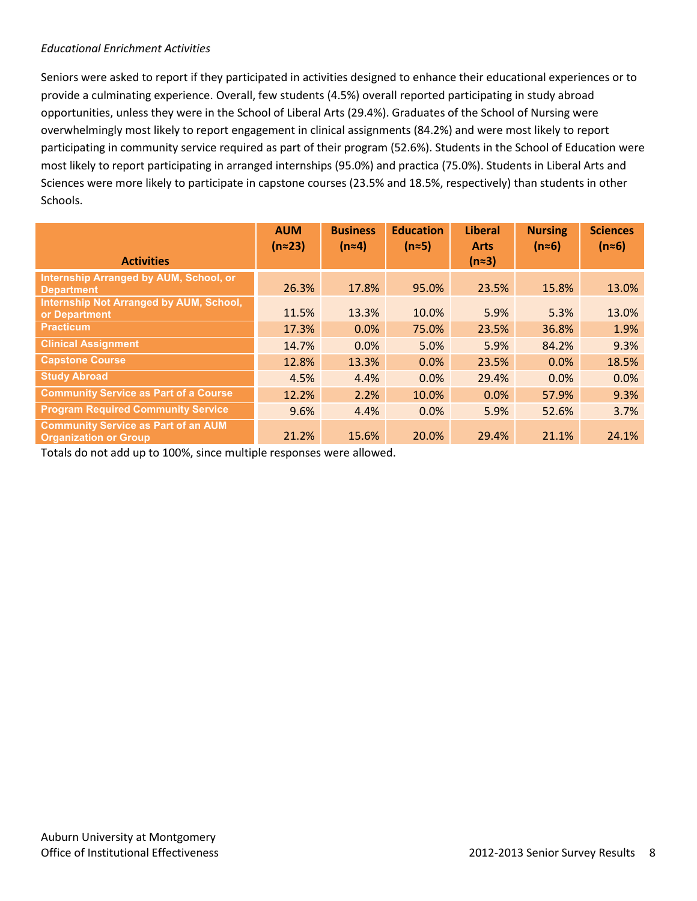*Educational Enrichment Activities*

Seniors were asked to report if they participated in activities designed to enhance their educational experiences or to provide a culminating experience. Overall, few students (4.5%) overall reported participating in study abroad opportunities, unless they were in the School of Liberal Arts (29.4%). Graduates of the School of Nursing were overwhelmingly most likely to report engagement in clinical assignments (84.2%) and were most likely to report participating in community service required as part of their program (52.6%). Students in the School of Education were most likely to report participating in arranged internships (95.0%) and practica (75.0%). Students in Liberal Arts and Sciences were more likely to participate in capstone courses (23.5% and 18.5%, respectively) than students in other Schools.

| Activities | AUM (n≈23) | Business (n≈4) | Education (n≈5) | Liberal Arts (n≈3) | Nursing (n≈6) | Sciences (n≈6) |
|---|---|---|---|---|---|---|
| Internship Arranged by AUM, School, or Department | 26.3% | 17.8% | 95.0% | 23.5% | 15.8% | 13.0% |
| Internship Not Arranged by AUM, School, or Department | 11.5% | 13.3% | 10.0% | 5.9% | 5.3% | 13.0% |
| Practicum | 17.3% | 0.0% | 75.0% | 23.5% | 36.8% | 1.9% |
| Clinical Assignment | 14.7% | 0.0% | 5.0% | 5.9% | 84.2% | 9.3% |
| Capstone Course | 12.8% | 13.3% | 0.0% | 23.5% | 0.0% | 18.5% |
| Study Abroad | 4.5% | 4.4% | 0.0% | 29.4% | 0.0% | 0.0% |
| Community Service as Part of a Course | 12.2% | 2.2% | 10.0% | 0.0% | 57.9% | 9.3% |
| Program Required Community Service | 9.6% | 4.4% | 0.0% | 5.9% | 52.6% | 3.7% |
| Community Service as Part of an AUM Organization or Group | 21.2% | 15.6% | 20.0% | 29.4% | 21.1% | 24.1% |

Totals do not add up to 100%, since multiple responses were allowed.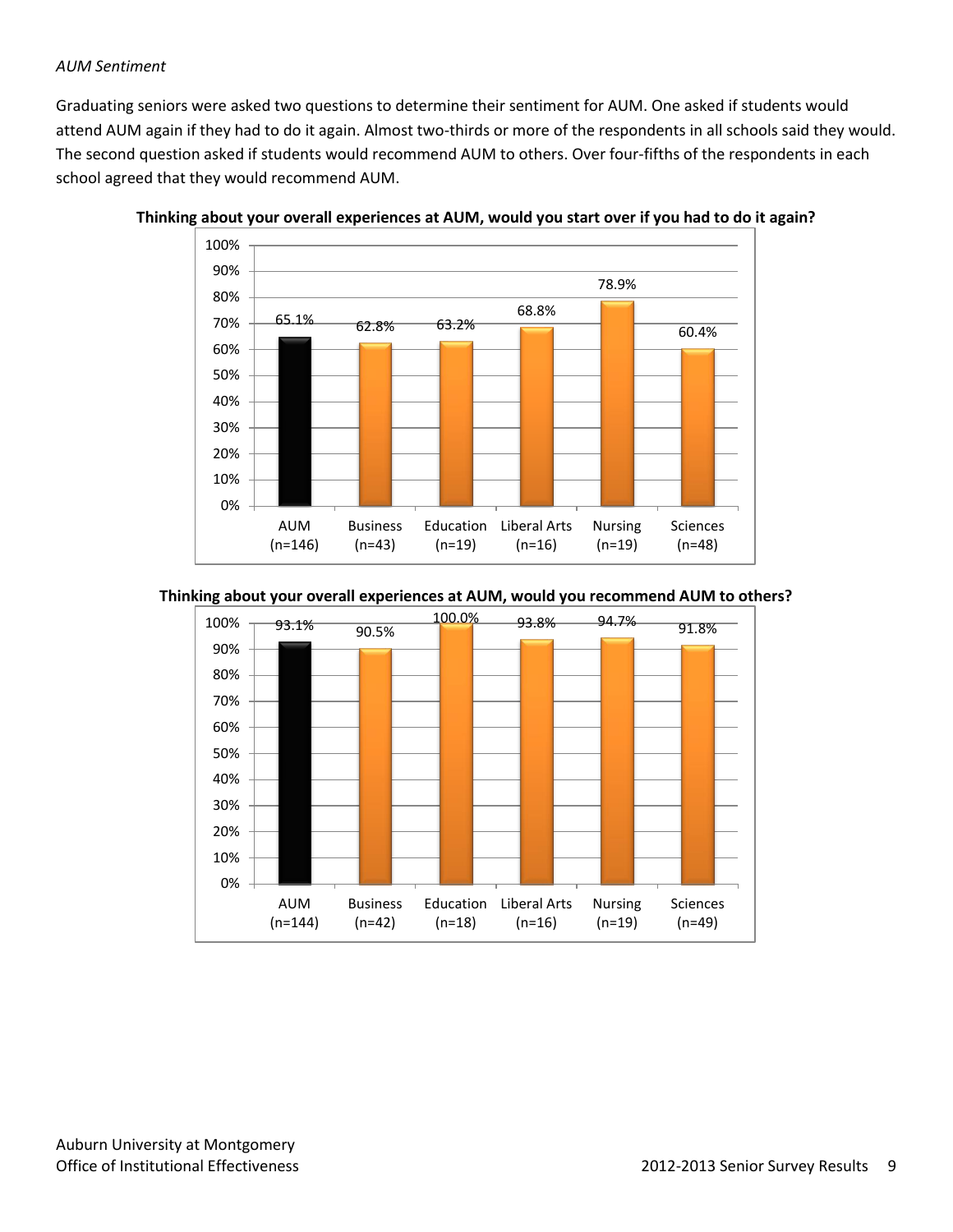*AUM Sentiment*

Graduating seniors were asked two questions to determine their sentiment for AUM. One asked if students would attend AUM again if they had to do it again. Almost two-thirds or more of the respondents in all schools said they would. The second question asked if students would recommend AUM to others. Over four-fifths of the respondents in each school agreed that they would recommend AUM.

**Thinking about your overall experiences at AUM, would you start over if you had to do it again?**

| | AUM (n=146) | Business (n=43) | Education (n=19) | Liberal Arts (n=16) | Nursing (n=19) | Sciences (n=48) |
|---|---|---|---|---|---|---|
| Percent | 65.1% | 62.8% | 63.2% | 68.8% | 78.9% | 60.4% |

**Thinking about your overall experiences at AUM, would you recommend AUM to others?**

| | AUM (n=144) | Business (n=42) | Education (n=18) | Liberal Arts (n=16) | Nursing (n=19) | Sciences (n=49) |
|---|---|---|---|---|---|---|
| Percent | 93.1% | 90.5% | 100.0% | 93.8% | 94.7% | 91.8% |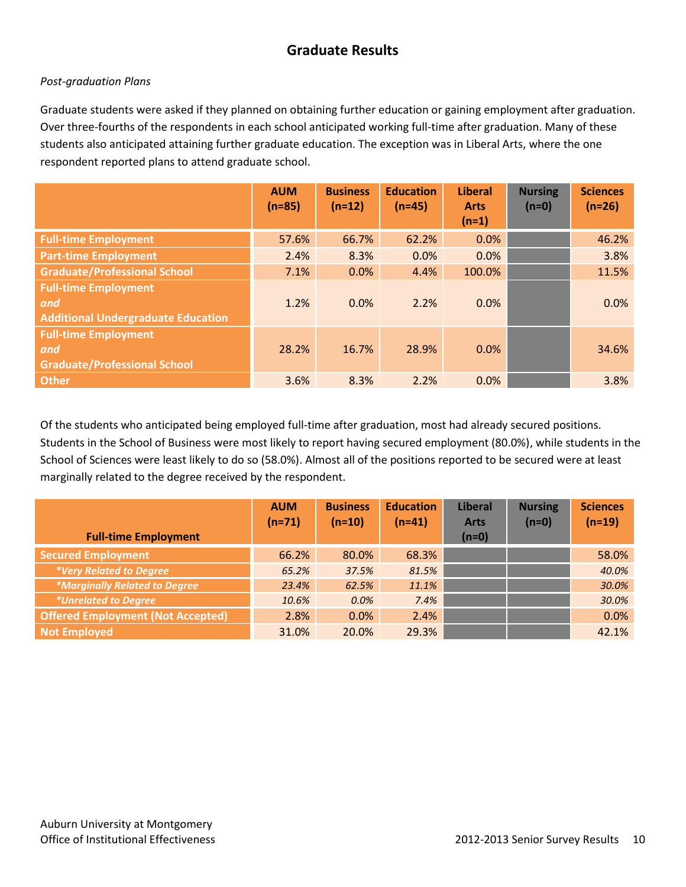## Graduate Results

*Post-graduation Plans*

Graduate students were asked if they planned on obtaining further education or gaining employment after graduation. Over three-fourths of the respondents in each school anticipated working full-time after graduation. Many of these students also anticipated attaining further graduate education. The exception was in Liberal Arts, where the one respondent reported plans to attend graduate school.

| | AUM (n=85) | Business (n=12) | Education (n=45) | Liberal Arts (n=1) | Nursing (n=0) | Sciences (n=26) |
|---|---|---|---|---|---|---|
| Full-time Employment | 57.6% | 66.7% | 62.2% | 0.0% | | 46.2% |
| Part-time Employment | 2.4% | 8.3% | 0.0% | 0.0% | | 3.8% |
| Graduate/Professional School | 7.1% | 0.0% | 4.4% | 100.0% | | 11.5% |
| Full-time Employment *and* Additional Undergraduate Education | 1.2% | 0.0% | 2.2% | 0.0% | | 0.0% |
| Full-time Employment *and* Graduate/Professional School | 28.2% | 16.7% | 28.9% | 0.0% | | 34.6% |
| Other | 3.6% | 8.3% | 2.2% | 0.0% | | 3.8% |

Of the students who anticipated being employed full-time after graduation, most had already secured positions. Students in the School of Business were most likely to report having secured employment (80.0%), while students in the School of Sciences were least likely to do so (58.0%). Almost all of the positions reported to be secured were at least marginally related to the degree received by the respondent.

| Full-time Employment | AUM (n=71) | Business (n=10) | Education (n=41) | Liberal Arts (n=0) | Nursing (n=0) | Sciences (n=19) |
|---|---|---|---|---|---|---|
| Secured Employment | 66.2% | 80.0% | 68.3% | | | 58.0% |
| *\*Very Related to Degree* | *65.2%* | *37.5%* | *81.5%* | | | *40.0%* |
| *\*Marginally Related to Degree* | *23.4%* | *62.5%* | *11.1%* | | | *30.0%* |
| *\*Unrelated to Degree* | *10.6%* | *0.0%* | *7.4%* | | | *30.0%* |
| Offered Employment (Not Accepted) | 2.8% | 0.0% | 2.4% | | | 0.0% |
| Not Employed | 31.0% | 20.0% | 29.3% | | | 42.1% |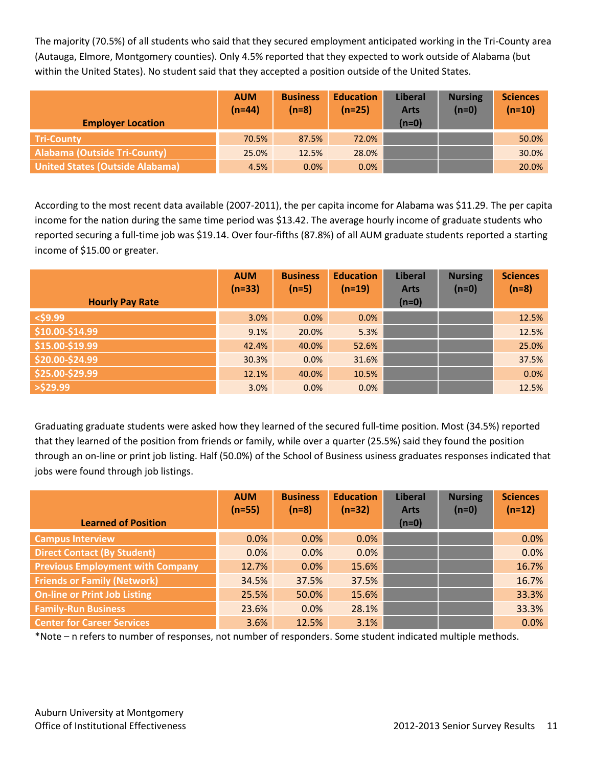The majority (70.5%) of all students who said that they secured employment anticipated working in the Tri-County area (Autauga, Elmore, Montgomery counties). Only 4.5% reported that they expected to work outside of Alabama (but within the United States). No student said that they accepted a position outside of the United States.

| Employer Location | AUM (n=44) | Business (n=8) | Education (n=25) | Liberal Arts (n=0) | Nursing (n=0) | Sciences (n=10) |
|---|---|---|---|---|---|---|
| Tri-County | 70.5% | 87.5% | 72.0% | | | 50.0% |
| Alabama (Outside Tri-County) | 25.0% | 12.5% | 28.0% | | | 30.0% |
| United States (Outside Alabama) | 4.5% | 0.0% | 0.0% | | | 20.0% |

According to the most recent data available (2007-2011), the per capita income for Alabama was $11.29. The per capita income for the nation during the same time period was $13.42. The average hourly income of graduate students who reported securing a full-time job was $19.14. Over four-fifths (87.8%) of all AUM graduate students reported a starting income of $15.00 or greater.

| Hourly Pay Rate | AUM (n=33) | Business (n=5) | Education (n=19) | Liberal Arts (n=0) | Nursing (n=0) | Sciences (n=8) |
|---|---|---|---|---|---|---|
| <$9.99 | 3.0% | 0.0% | 0.0% | | | 12.5% |
| $10.00-$14.99 | 9.1% | 20.0% | 5.3% | | | 12.5% |
| $15.00-$19.99 | 42.4% | 40.0% | 52.6% | | | 25.0% |
| $20.00-$24.99 | 30.3% | 0.0% | 31.6% | | | 37.5% |
| $25.00-$29.99 | 12.1% | 40.0% | 10.5% | | | 0.0% |
| >$29.99 | 3.0% | 0.0% | 0.0% | | | 12.5% |

Graduating graduate students were asked how they learned of the secured full-time position. Most (34.5%) reported that they learned of the position from friends or family, while over a quarter (25.5%) said they found the position through an on-line or print job listing. Half (50.0%) of the School of Business usiness graduates responses indicated that jobs were found through job listings.

| Learned of Position | AUM (n=55) | Business (n=8) | Education (n=32) | Liberal Arts (n=0) | Nursing (n=0) | Sciences (n=12) |
|---|---|---|---|---|---|---|
| Campus Interview | 0.0% | 0.0% | 0.0% | | | 0.0% |
| Direct Contact (By Student) | 0.0% | 0.0% | 0.0% | | | 0.0% |
| Previous Employment with Company | 12.7% | 0.0% | 15.6% | | | 16.7% |
| Friends or Family (Network) | 34.5% | 37.5% | 37.5% | | | 16.7% |
| On-line or Print Job Listing | 25.5% | 50.0% | 15.6% | | | 33.3% |
| Family-Run Business | 23.6% | 0.0% | 28.1% | | | 33.3% |
| Center for Career Services | 3.6% | 12.5% | 3.1% | | | 0.0% |

*Note – n refers to number of responses, not number of responders. Some student indicated multiple methods.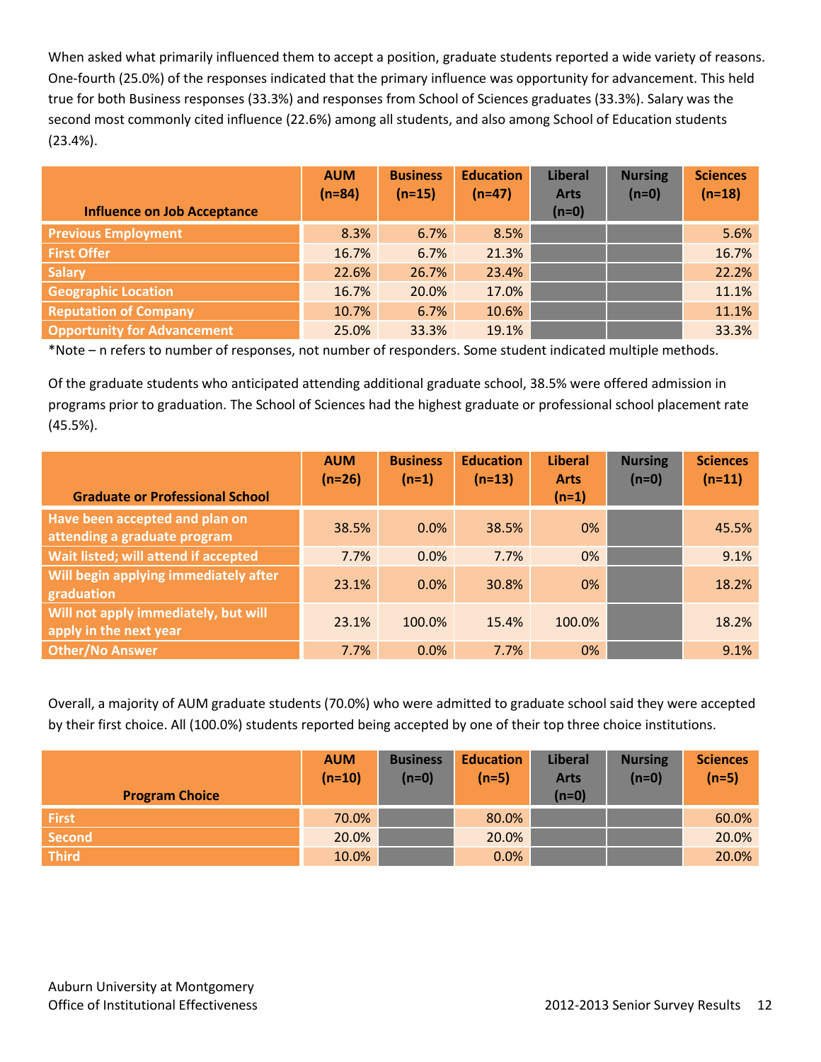When asked what primarily influenced them to accept a position, graduate students reported a wide variety of reasons. One-fourth (25.0%) of the responses indicated that the primary influence was opportunity for advancement. This held true for both Business responses (33.3%) and responses from School of Sciences graduates (33.3%). Salary was the second most commonly cited influence (22.6%) among all students, and also among School of Education students (23.4%).

| Influence on Job Acceptance | AUM (n=84) | Business (n=15) | Education (n=47) | Liberal Arts (n=0) | Nursing (n=0) | Sciences (n=18) |
|---|---|---|---|---|---|---|
| Previous Employment | 8.3% | 6.7% | 8.5% | | | 5.6% |
| First Offer | 16.7% | 6.7% | 21.3% | | | 16.7% |
| Salary | 22.6% | 26.7% | 23.4% | | | 22.2% |
| Geographic Location | 16.7% | 20.0% | 17.0% | | | 11.1% |
| Reputation of Company | 10.7% | 6.7% | 10.6% | | | 11.1% |
| Opportunity for Advancement | 25.0% | 33.3% | 19.1% | | | 33.3% |

*Note – n refers to number of responses, not number of responders. Some student indicated multiple methods.

Of the graduate students who anticipated attending additional graduate school, 38.5% were offered admission in programs prior to graduation. The School of Sciences had the highest graduate or professional school placement rate (45.5%).

| Graduate or Professional School | AUM (n=26) | Business (n=1) | Education (n=13) | Liberal Arts (n=1) | Nursing (n=0) | Sciences (n=11) |
|---|---|---|---|---|---|---|
| Have been accepted and plan on attending a graduate program | 38.5% | 0.0% | 38.5% | 0% | | 45.5% |
| Wait listed; will attend if accepted | 7.7% | 0.0% | 7.7% | 0% | | 9.1% |
| Will begin applying immediately after graduation | 23.1% | 0.0% | 30.8% | 0% | | 18.2% |
| Will not apply immediately, but will apply in the next year | 23.1% | 100.0% | 15.4% | 100.0% | | 18.2% |
| Other/No Answer | 7.7% | 0.0% | 7.7% | 0% | | 9.1% |

Overall, a majority of AUM graduate students (70.0%) who were admitted to graduate school said they were accepted by their first choice. All (100.0%) students reported being accepted by one of their top three choice institutions.

| Program Choice | AUM (n=10) | Business (n=0) | Education (n=5) | Liberal Arts (n=0) | Nursing (n=0) | Sciences (n=5) |
|---|---|---|---|---|---|---|
| First | 70.0% | | 80.0% | | | 60.0% |
| Second | 20.0% | | 20.0% | | | 20.0% |
| Third | 10.0% | | 0.0% | | | 20.0% |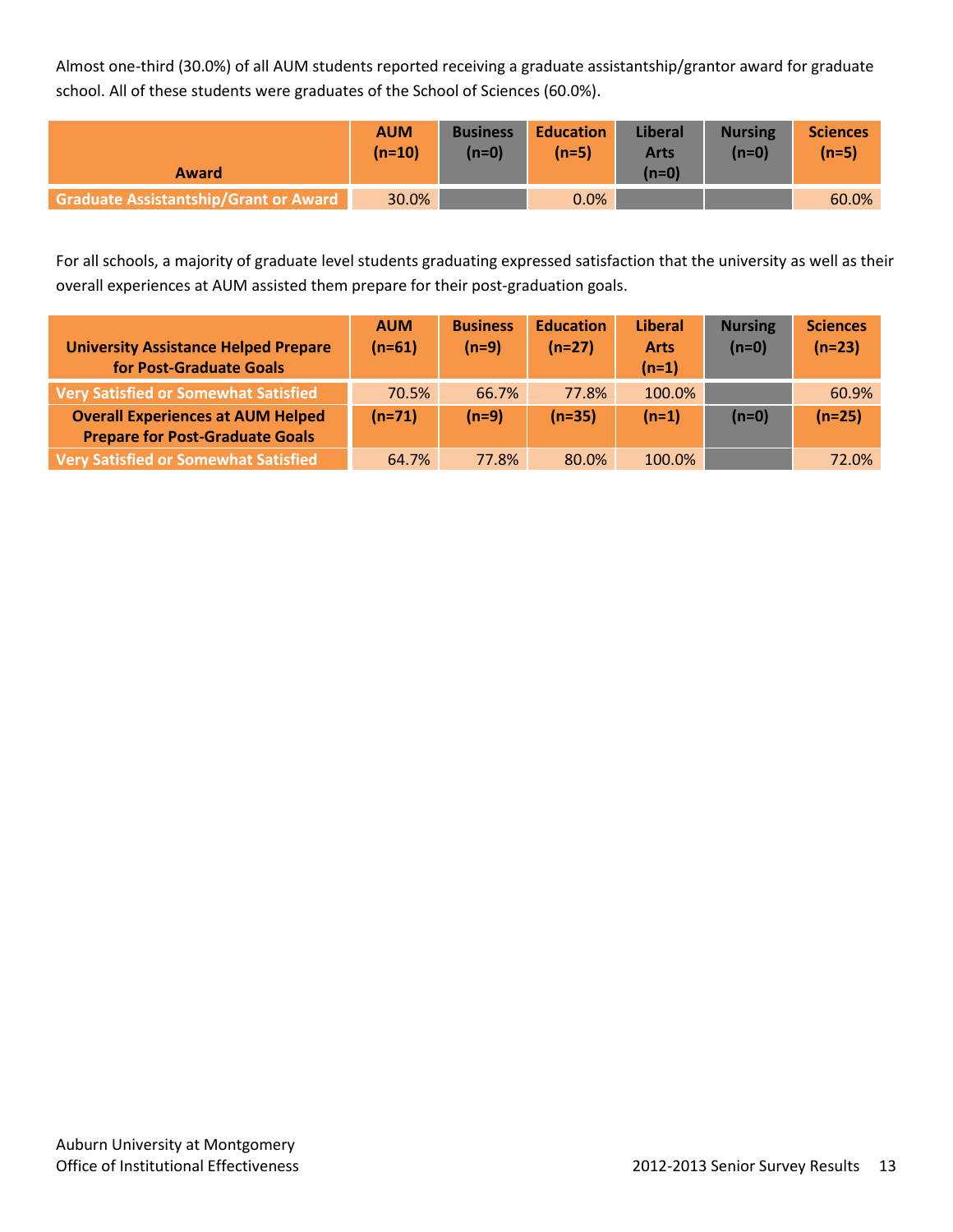Almost one-third (30.0%) of all AUM students reported receiving a graduate assistantship/grantor award for graduate school. All of these students were graduates of the School of Sciences (60.0%).

| Award | AUM (n=10) | Business (n=0) | Education (n=5) | Liberal Arts (n=0) | Nursing (n=0) | Sciences (n=5) |
|---|---|---|---|---|---|---|
| Graduate Assistantship/Grant or Award | 30.0% | | 0.0% | | | 60.0% |

For all schools, a majority of graduate level students graduating expressed satisfaction that the university as well as their overall experiences at AUM assisted them prepare for their post-graduation goals.

| University Assistance Helped Prepare for Post-Graduate Goals | AUM (n=61) | Business (n=9) | Education (n=27) | Liberal Arts (n=1) | Nursing (n=0) | Sciences (n=23) |
|---|---|---|---|---|---|---|
| Very Satisfied or Somewhat Satisfied | 70.5% | 66.7% | 77.8% | 100.0% | | 60.9% |
| **Overall Experiences at AUM Helped Prepare for Post-Graduate Goals** | **(n=71)** | **(n=9)** | **(n=35)** | **(n=1)** | **(n=0)** | **(n=25)** |
| Very Satisfied or Somewhat Satisfied | 64.7% | 77.8% | 80.0% | 100.0% | | 72.0% |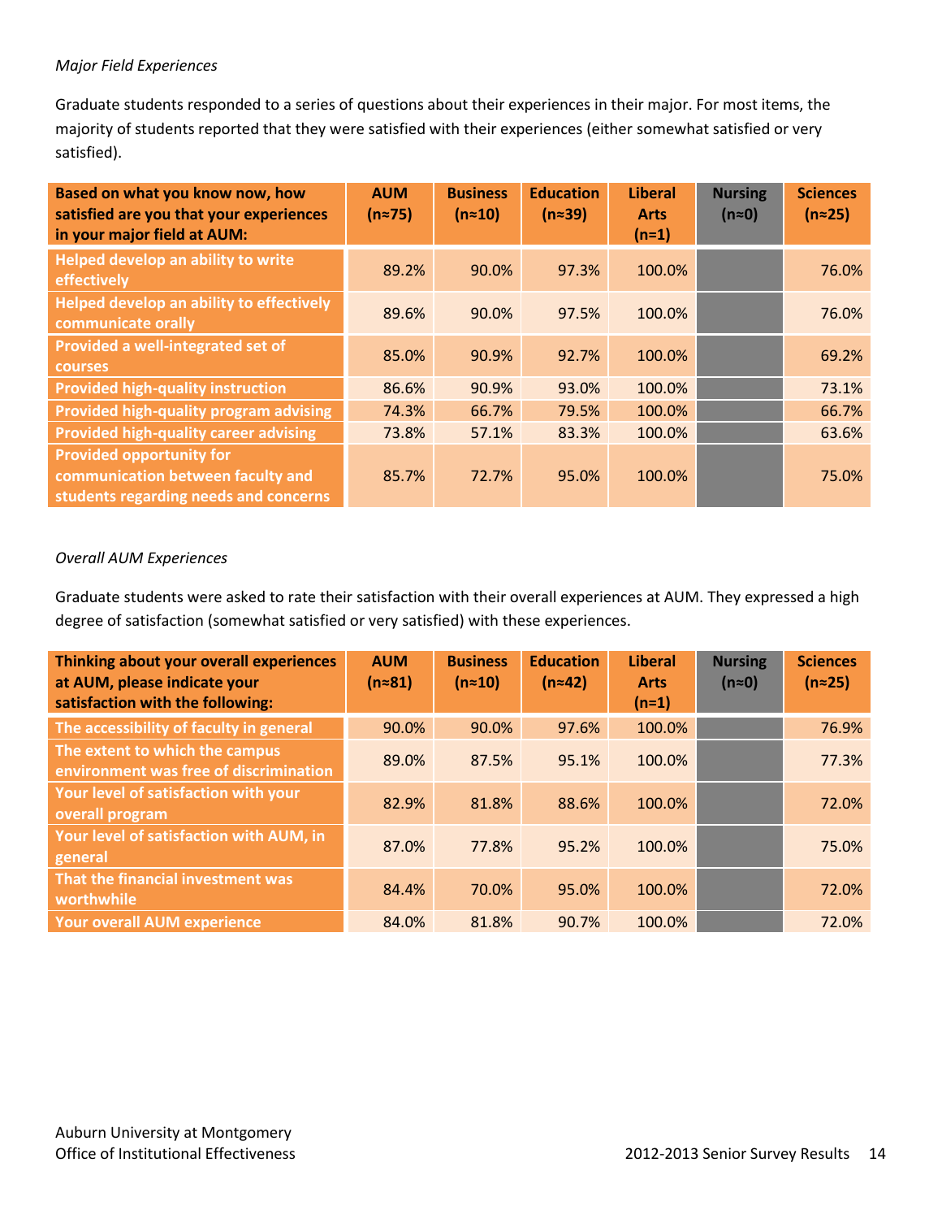*Major Field Experiences*

Graduate students responded to a series of questions about their experiences in their major. For most items, the majority of students reported that they were satisfied with their experiences (either somewhat satisfied or very satisfied).

| Based on what you know now, how satisfied are you that your experiences in your major field at AUM: | AUM (n≈75) | Business (n≈10) | Education (n≈39) | Liberal Arts (n=1) | Nursing (n≈0) | Sciences (n≈25) |
|---|---|---|---|---|---|---|
| Helped develop an ability to write effectively | 89.2% | 90.0% | 97.3% | 100.0% | | 76.0% |
| Helped develop an ability to effectively communicate orally | 89.6% | 90.0% | 97.5% | 100.0% | | 76.0% |
| Provided a well-integrated set of courses | 85.0% | 90.9% | 92.7% | 100.0% | | 69.2% |
| Provided high-quality instruction | 86.6% | 90.9% | 93.0% | 100.0% | | 73.1% |
| Provided high-quality program advising | 74.3% | 66.7% | 79.5% | 100.0% | | 66.7% |
| Provided high-quality career advising | 73.8% | 57.1% | 83.3% | 100.0% | | 63.6% |
| Provided opportunity for communication between faculty and students regarding needs and concerns | 85.7% | 72.7% | 95.0% | 100.0% | | 75.0% |

*Overall AUM Experiences*

Graduate students were asked to rate their satisfaction with their overall experiences at AUM. They expressed a high degree of satisfaction (somewhat satisfied or very satisfied) with these experiences.

| Thinking about your overall experiences at AUM, please indicate your satisfaction with the following: | AUM (n≈81) | Business (n≈10) | Education (n≈42) | Liberal Arts (n=1) | Nursing (n≈0) | Sciences (n≈25) |
|---|---|---|---|---|---|---|
| The accessibility of faculty in general | 90.0% | 90.0% | 97.6% | 100.0% | | 76.9% |
| The extent to which the campus environment was free of discrimination | 89.0% | 87.5% | 95.1% | 100.0% | | 77.3% |
| Your level of satisfaction with your overall program | 82.9% | 81.8% | 88.6% | 100.0% | | 72.0% |
| Your level of satisfaction with AUM, in general | 87.0% | 77.8% | 95.2% | 100.0% | | 75.0% |
| That the financial investment was worthwhile | 84.4% | 70.0% | 95.0% | 100.0% | | 72.0% |
| Your overall AUM experience | 84.0% | 81.8% | 90.7% | 100.0% | | 72.0% |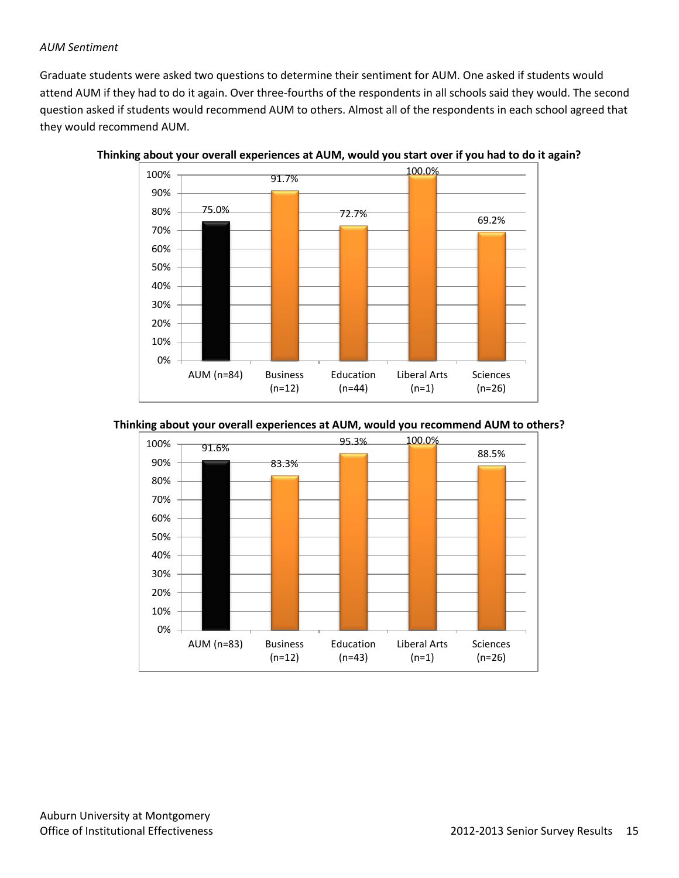*AUM Sentiment*

Graduate students were asked two questions to determine their sentiment for AUM. One asked if students would attend AUM if they had to do it again. Over three-fourths of the respondents in all schools said they would. The second question asked if students would recommend AUM to others. Almost all of the respondents in each school agreed that they would recommend AUM.

**Thinking about your overall experiences at AUM, would you start over if you had to do it again?**

100%
90%
80%
70%
60%
50%
40%
30%
20%
10%
0%

75.0%
91.7%
72.7%
100.0%
69.2%

AUM (n=84)
Business (n=12)
Education (n=44)
Liberal Arts (n=1)
Sciences (n=26)

**Thinking about your overall experiences at AUM, would you recommend AUM to others?**

100%
90%
80%
70%
60%
50%
40%
30%
20%
10%
0%

91.6%
83.3%
95.3%
100.0%
88.5%

AUM (n=83)
Business (n=12)
Education (n=43)
Liberal Arts (n=1)
Sciences (n=26)